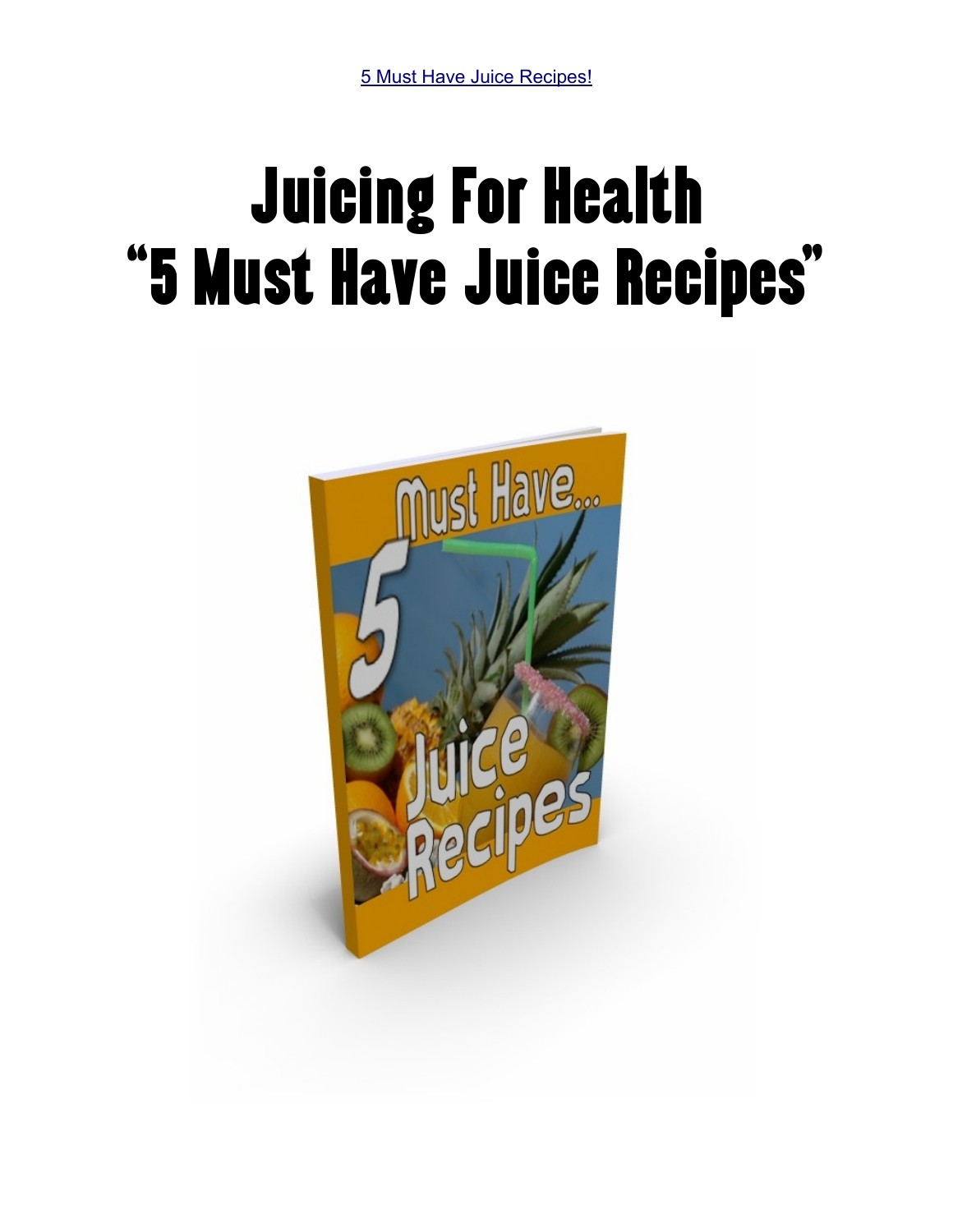5 Must Have Juice Recipes!

# Juicing For Health
# "5 Must Have Juice Recipes"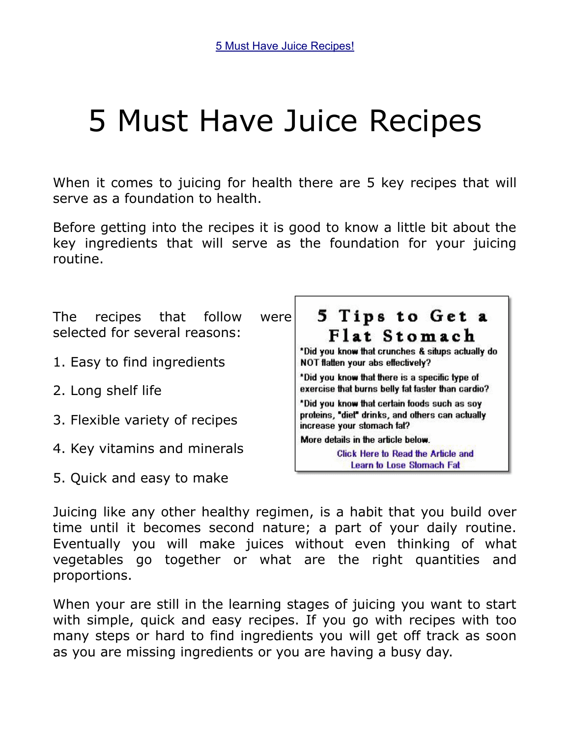# 5 Must Have Juice Recipes

When it comes to juicing for health there are 5 key recipes that will serve as a foundation to health.

Before getting into the recipes it is good to know a little bit about the key ingredients that will serve as the foundation for your juicing routine.

The recipes that follow were selected for several reasons:

1. Easy to find ingredients

2. Long shelf life

3. Flexible variety of recipes

4. Key vitamins and minerals

5. Quick and easy to make

**5 Tips to Get a Flat Stomach**

*Did you know that crunches & situps actually do NOT flatten your abs effectively?

*Did you know that there is a specific type of exercise that burns belly fat faster than cardio?

*Did you know that certain foods such as soy proteins, "diet" drinks, and others can actually increase your stomach fat?

More details in the article below.

Click Here to Read the Article and Learn to Lose Stomach Fat

Juicing like any other healthy regimen, is a habit that you build over time until it becomes second nature; a part of your daily routine. Eventually you will make juices without even thinking of what vegetables go together or what are the right quantities and proportions.

When your are still in the learning stages of juicing you want to start with simple, quick and easy recipes. If you go with recipes with too many steps or hard to find ingredients you will get off track as soon as you are missing ingredients or you are having a busy day.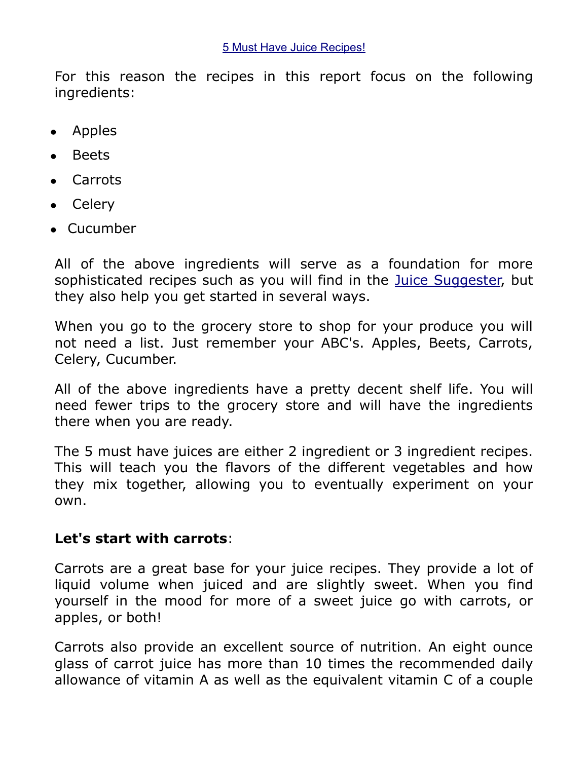For this reason the recipes in this report focus on the following ingredients:

- Apples
- Beets
- Carrots
- Celery
- Cucumber

All of the above ingredients will serve as a foundation for more sophisticated recipes such as you will find in the Juice Suggester, but they also help you get started in several ways.

When you go to the grocery store to shop for your produce you will not need a list. Just remember your ABC's. Apples, Beets, Carrots, Celery, Cucumber.

All of the above ingredients have a pretty decent shelf life. You will need fewer trips to the grocery store and will have the ingredients there when you are ready.

The 5 must have juices are either 2 ingredient or 3 ingredient recipes. This will teach you the flavors of the different vegetables and how they mix together, allowing you to eventually experiment on your own.

**Let's start with carrots**:

Carrots are a great base for your juice recipes. They provide a lot of liquid volume when juiced and are slightly sweet. When you find yourself in the mood for more of a sweet juice go with carrots, or apples, or both!

Carrots also provide an excellent source of nutrition. An eight ounce glass of carrot juice has more than 10 times the recommended daily allowance of vitamin A as well as the equivalent vitamin C of a couple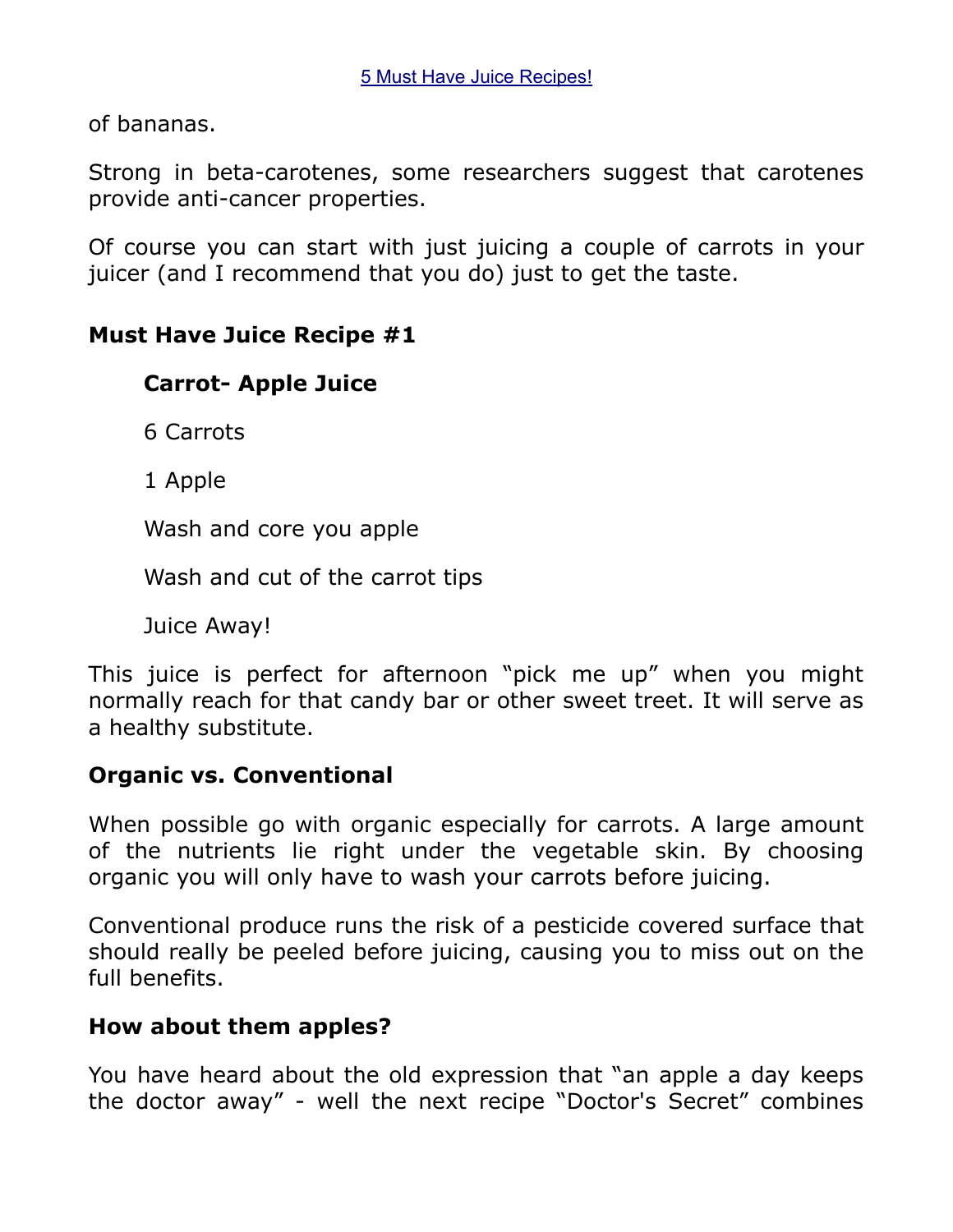of bananas.

Strong in beta-carotenes, some researchers suggest that carotenes provide anti-cancer properties.

Of course you can start with just juicing a couple of carrots in your juicer (and I recommend that you do) just to get the taste.

### Must Have Juice Recipe #1

**Carrot- Apple Juice**

6 Carrots

1 Apple

Wash and core you apple

Wash and cut of the carrot tips

Juice Away!

This juice is perfect for afternoon "pick me up" when you might normally reach for that candy bar or other sweet treet. It will serve as a healthy substitute.

### Organic vs. Conventional

When possible go with organic especially for carrots. A large amount of the nutrients lie right under the vegetable skin. By choosing organic you will only have to wash your carrots before juicing.

Conventional produce runs the risk of a pesticide covered surface that should really be peeled before juicing, causing you to miss out on the full benefits.

### How about them apples?

You have heard about the old expression that "an apple a day keeps the doctor away" - well the next recipe "Doctor's Secret" combines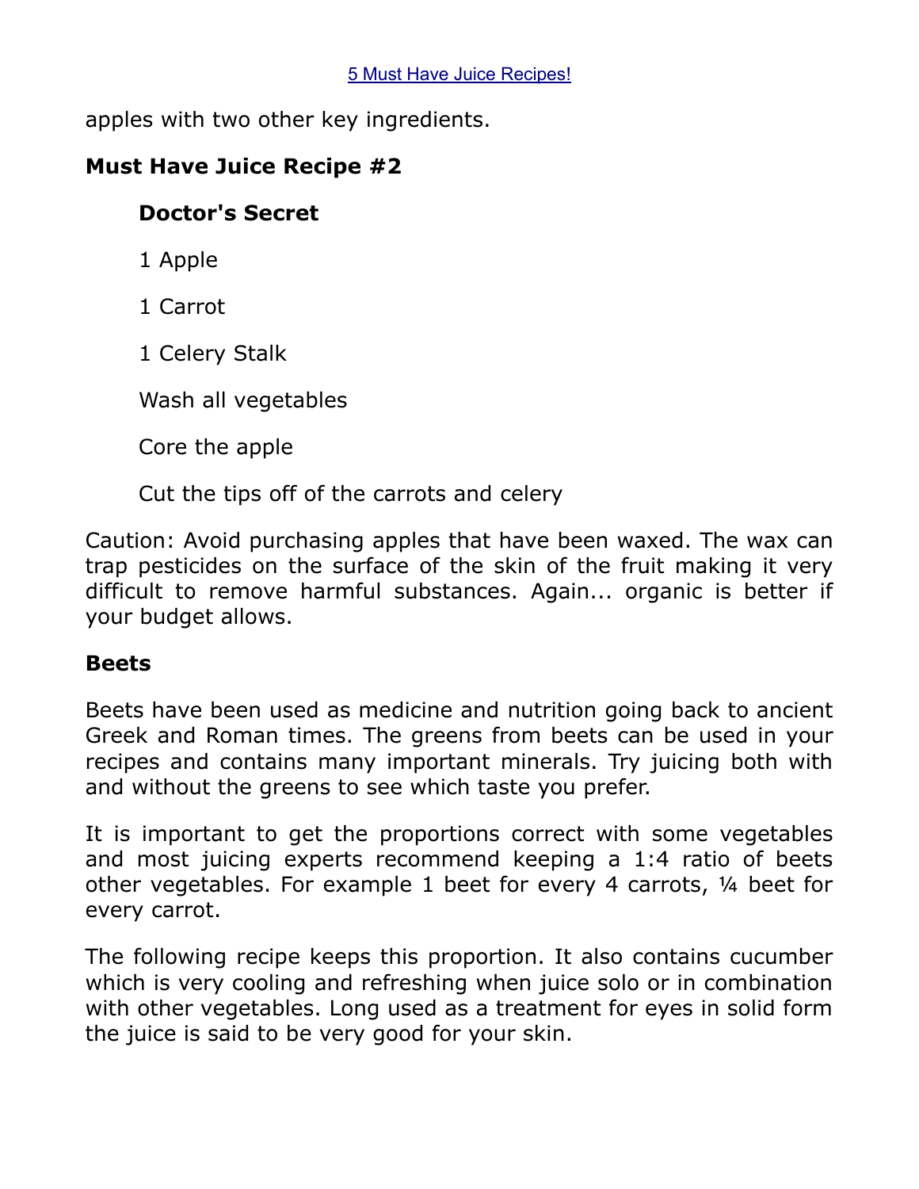apples with two other key ingredients.

**Must Have Juice Recipe #2**

**Doctor's Secret**

1 Apple

1 Carrot

1 Celery Stalk

Wash all vegetables

Core the apple

Cut the tips off of the carrots and celery

Caution: Avoid purchasing apples that have been waxed. The wax can trap pesticides on the surface of the skin of the fruit making it very difficult to remove harmful substances. Again... organic is better if your budget allows.

**Beets**

Beets have been used as medicine and nutrition going back to ancient Greek and Roman times. The greens from beets can be used in your recipes and contains many important minerals. Try juicing both with and without the greens to see which taste you prefer.

It is important to get the proportions correct with some vegetables and most juicing experts recommend keeping a 1:4 ratio of beets other vegetables. For example 1 beet for every 4 carrots, ¼ beet for every carrot.

The following recipe keeps this proportion. It also contains cucumber which is very cooling and refreshing when juice solo or in combination with other vegetables. Long used as a treatment for eyes in solid form the juice is said to be very good for your skin.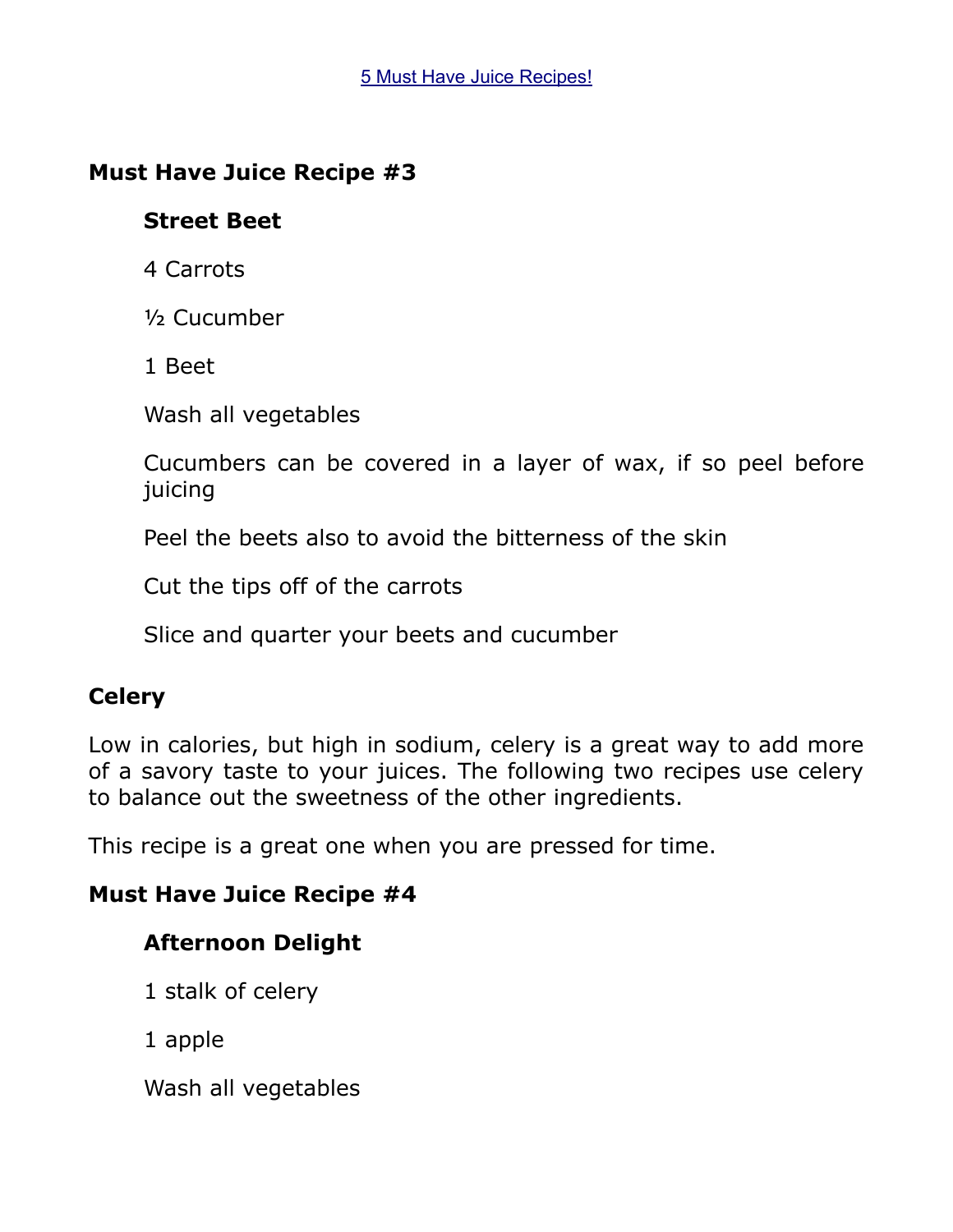### Must Have Juice Recipe #3

**Street Beet**

4 Carrots

½ Cucumber

1 Beet

Wash all vegetables

Cucumbers can be covered in a layer of wax, if so peel before juicing

Peel the beets also to avoid the bitterness of the skin

Cut the tips off of the carrots

Slice and quarter your beets and cucumber

### Celery

Low in calories, but high in sodium, celery is a great way to add more of a savory taste to your juices. The following two recipes use celery to balance out the sweetness of the other ingredients.

This recipe is a great one when you are pressed for time.

### Must Have Juice Recipe #4

**Afternoon Delight**

1 stalk of celery

1 apple

Wash all vegetables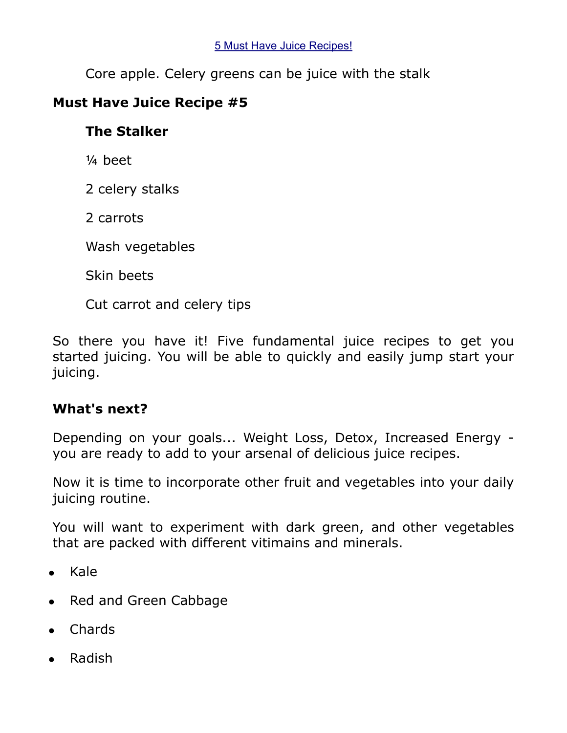Core apple. Celery greens can be juice with the stalk

**Must Have Juice Recipe #5**

**The Stalker**

¼ beet

2 celery stalks

2 carrots

Wash vegetables

Skin beets

Cut carrot and celery tips

So there you have it! Five fundamental juice recipes to get you started juicing. You will be able to quickly and easily jump start your juicing.

**What's next?**

Depending on your goals... Weight Loss, Detox, Increased Energy - you are ready to add to your arsenal of delicious juice recipes.

Now it is time to incorporate other fruit and vegetables into your daily juicing routine.

You will want to experiment with dark green, and other vegetables that are packed with different vitimains and minerals.

- Kale
- Red and Green Cabbage
- Chards
- Radish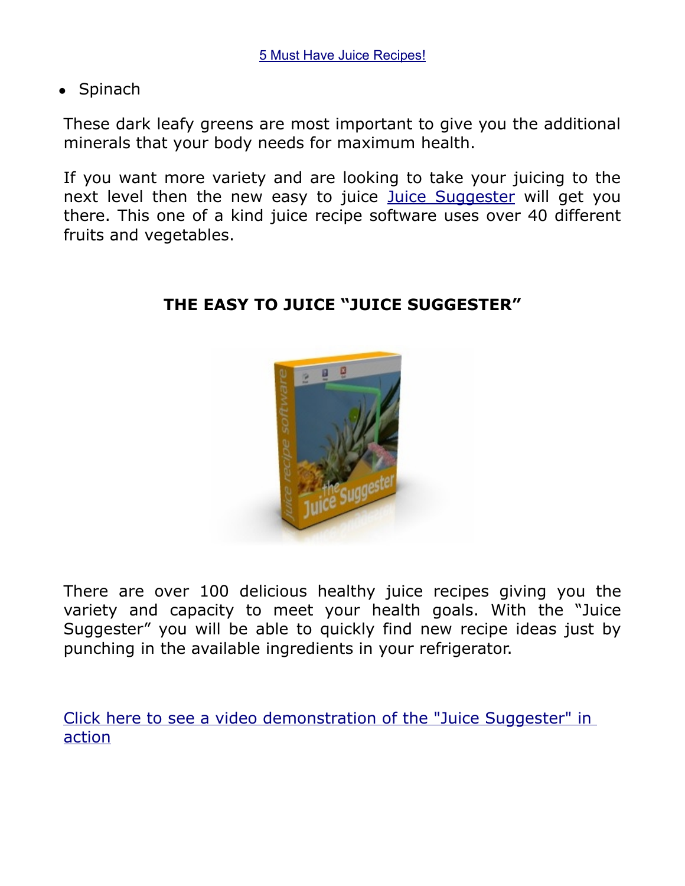- Spinach

These dark leafy greens are most important to give you the additional minerals that your body needs for maximum health.

If you want more variety and are looking to take your juicing to the next level then the new easy to juice Juice Suggester will get you there. This one of a kind juice recipe software uses over 40 different fruits and vegetables.

**THE EASY TO JUICE "JUICE SUGGESTER"**

There are over 100 delicious healthy juice recipes giving you the variety and capacity to meet your health goals. With the "Juice Suggester" you will be able to quickly find new recipe ideas just by punching in the available ingredients in your refrigerator.

Click here to see a video demonstration of the "Juice Suggester" in action